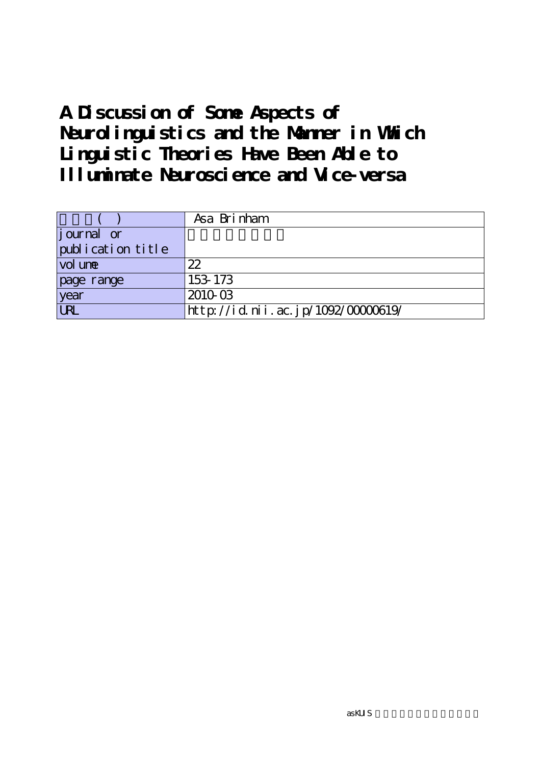# A Discussion of Some Aspects of Neurolinguistics and the Manner in Which Linguistic Theories Have Been Able to Illuminate Neuroscience and Vice-versa

| ( ) | Asa Brinham |
|---|---|
| journal or publication title | |
| volume | 22 |
| page range | 153-173 |
| year | 2010-03 |
| URL | http://id.nii.ac.jp/1092/00000619/ |

asKUIS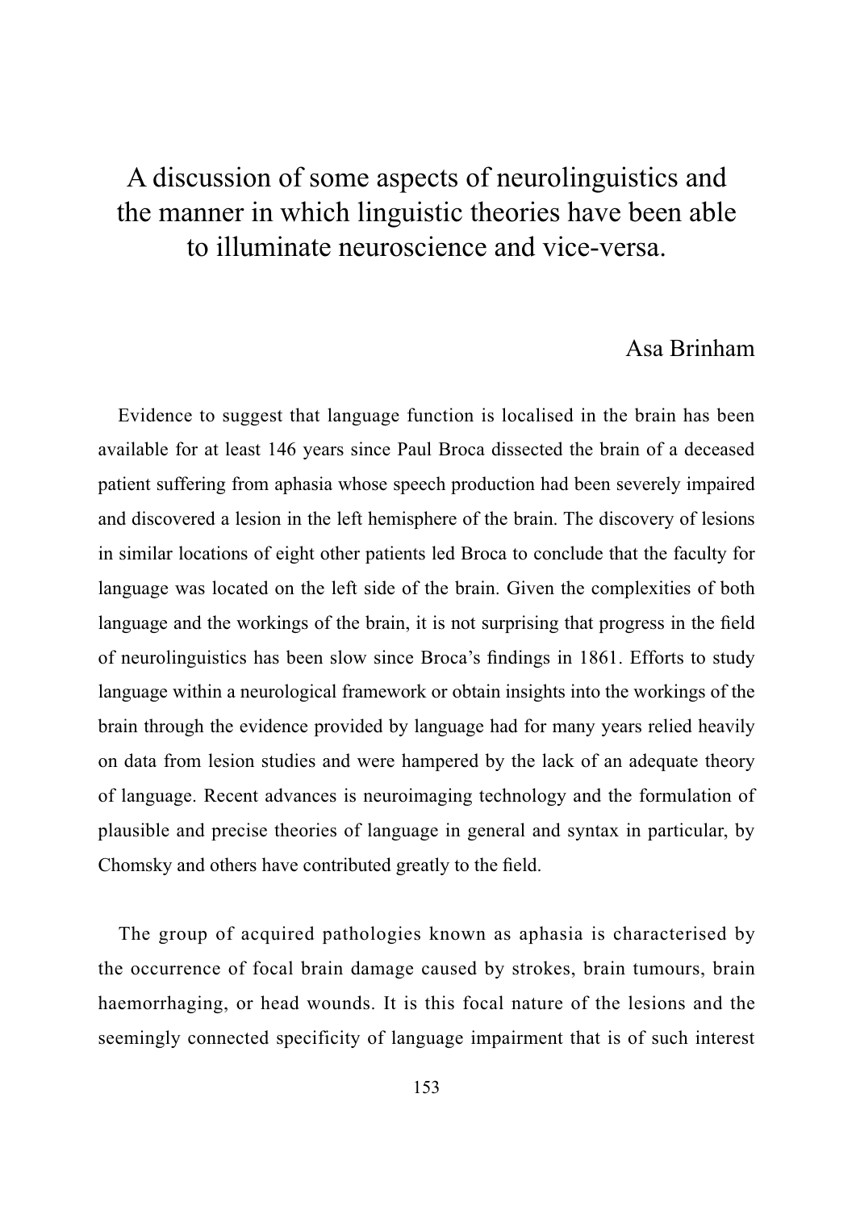# A discussion of some aspects of neurolinguistics and the manner in which linguistic theories have been able to illuminate neuroscience and vice-versa.

Asa Brinham

Evidence to suggest that language function is localised in the brain has been available for at least 146 years since Paul Broca dissected the brain of a deceased patient suffering from aphasia whose speech production had been severely impaired and discovered a lesion in the left hemisphere of the brain. The discovery of lesions in similar locations of eight other patients led Broca to conclude that the faculty for language was located on the left side of the brain. Given the complexities of both language and the workings of the brain, it is not surprising that progress in the field of neurolinguistics has been slow since Broca's findings in 1861. Efforts to study language within a neurological framework or obtain insights into the workings of the brain through the evidence provided by language had for many years relied heavily on data from lesion studies and were hampered by the lack of an adequate theory of language. Recent advances is neuroimaging technology and the formulation of plausible and precise theories of language in general and syntax in particular, by Chomsky and others have contributed greatly to the field.

The group of acquired pathologies known as aphasia is characterised by the occurrence of focal brain damage caused by strokes, brain tumours, brain haemorrhaging, or head wounds. It is this focal nature of the lesions and the seemingly connected specificity of language impairment that is of such interest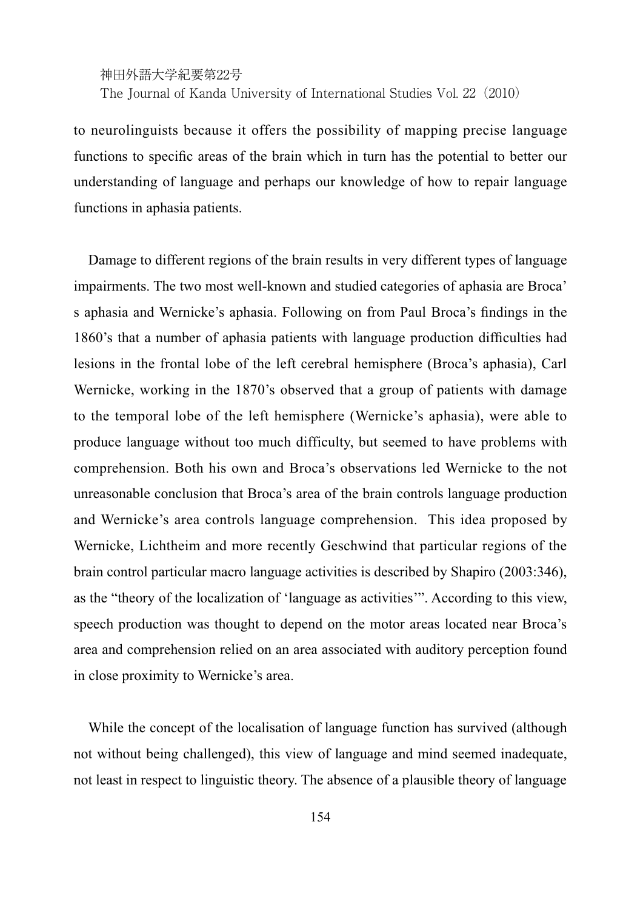to neurolinguists because it offers the possibility of mapping precise language functions to specific areas of the brain which in turn has the potential to better our understanding of language and perhaps our knowledge of how to repair language functions in aphasia patients.

Damage to different regions of the brain results in very different types of language impairments. The two most well-known and studied categories of aphasia are Broca's aphasia and Wernicke's aphasia. Following on from Paul Broca's findings in the 1860's that a number of aphasia patients with language production difficulties had lesions in the frontal lobe of the left cerebral hemisphere (Broca's aphasia), Carl Wernicke, working in the 1870's observed that a group of patients with damage to the temporal lobe of the left hemisphere (Wernicke's aphasia), were able to produce language without too much difficulty, but seemed to have problems with comprehension. Both his own and Broca's observations led Wernicke to the not unreasonable conclusion that Broca's area of the brain controls language production and Wernicke's area controls language comprehension. This idea proposed by Wernicke, Lichtheim and more recently Geschwind that particular regions of the brain control particular macro language activities is described by Shapiro (2003:346), as the "theory of the localization of 'language as activities'". According to this view, speech production was thought to depend on the motor areas located near Broca's area and comprehension relied on an area associated with auditory perception found in close proximity to Wernicke's area.

While the concept of the localisation of language function has survived (although not without being challenged), this view of language and mind seemed inadequate, not least in respect to linguistic theory. The absence of a plausible theory of language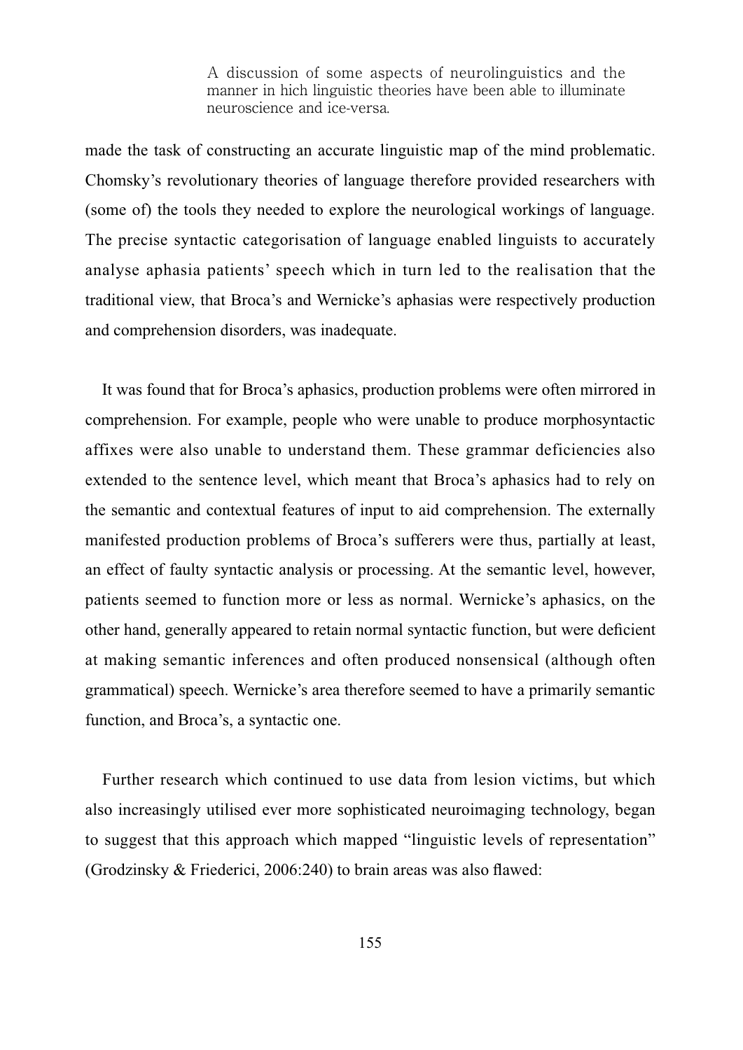made the task of constructing an accurate linguistic map of the mind problematic. Chomsky's revolutionary theories of language therefore provided researchers with (some of) the tools they needed to explore the neurological workings of language. The precise syntactic categorisation of language enabled linguists to accurately analyse aphasia patients' speech which in turn led to the realisation that the traditional view, that Broca's and Wernicke's aphasias were respectively production and comprehension disorders, was inadequate.

It was found that for Broca's aphasics, production problems were often mirrored in comprehension. For example, people who were unable to produce morphosyntactic affixes were also unable to understand them. These grammar deficiencies also extended to the sentence level, which meant that Broca's aphasics had to rely on the semantic and contextual features of input to aid comprehension. The externally manifested production problems of Broca's sufferers were thus, partially at least, an effect of faulty syntactic analysis or processing. At the semantic level, however, patients seemed to function more or less as normal. Wernicke's aphasics, on the other hand, generally appeared to retain normal syntactic function, but were deficient at making semantic inferences and often produced nonsensical (although often grammatical) speech. Wernicke's area therefore seemed to have a primarily semantic function, and Broca's, a syntactic one.

Further research which continued to use data from lesion victims, but which also increasingly utilised ever more sophisticated neuroimaging technology, began to suggest that this approach which mapped "linguistic levels of representation" (Grodzinsky & Friederici, 2006:240) to brain areas was also flawed: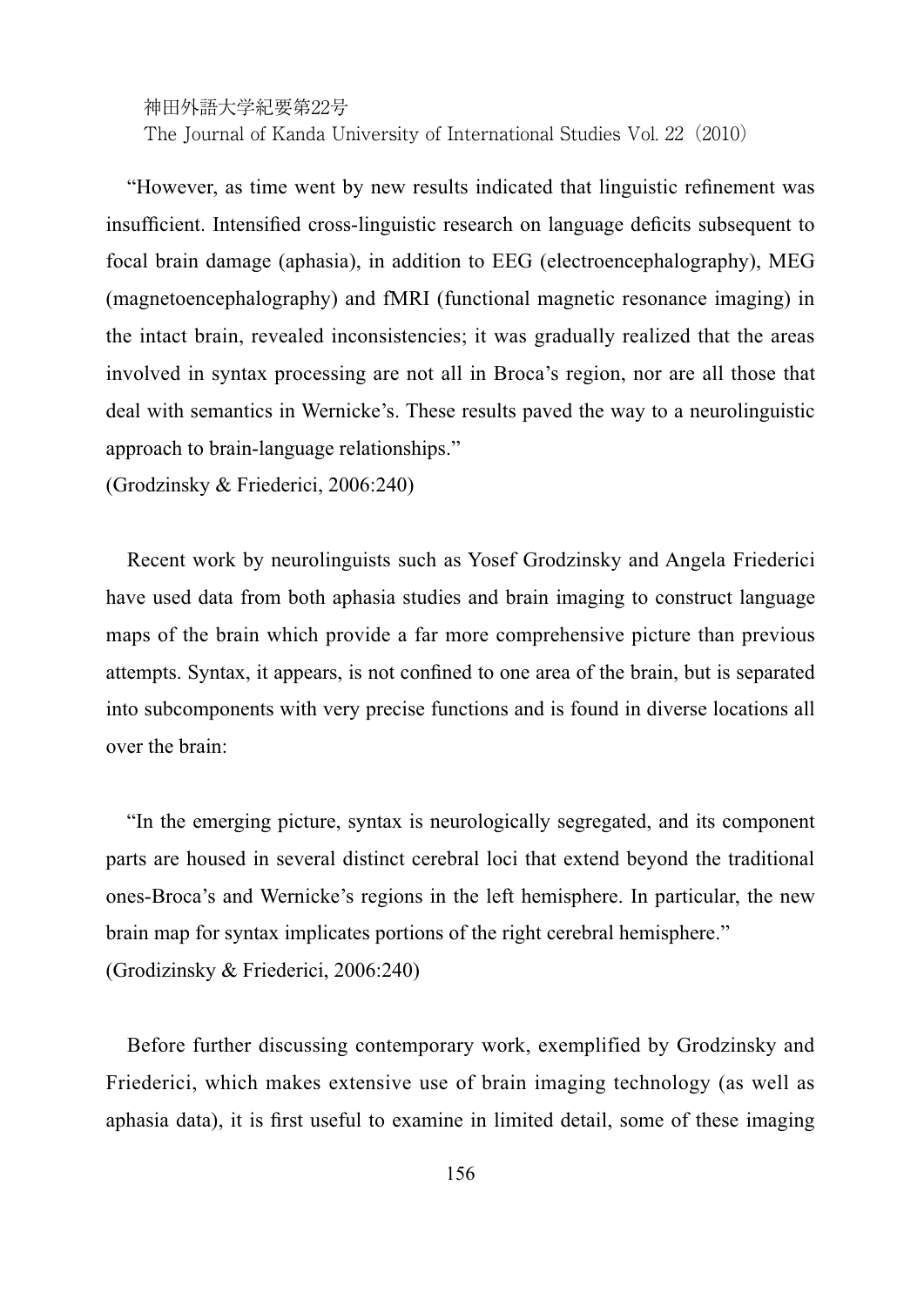"However, as time went by new results indicated that linguistic refinement was insufficient. Intensified cross-linguistic research on language deficits subsequent to focal brain damage (aphasia), in addition to EEG (electroencephalography), MEG (magnetoencephalography) and fMRI (functional magnetic resonance imaging) in the intact brain, revealed inconsistencies; it was gradually realized that the areas involved in syntax processing are not all in Broca's region, nor are all those that deal with semantics in Wernicke's. These results paved the way to a neurolinguistic approach to brain-language relationships."
(Grodzinsky & Friederici, 2006:240)

Recent work by neurolinguists such as Yosef Grodzinsky and Angela Friederici have used data from both aphasia studies and brain imaging to construct language maps of the brain which provide a far more comprehensive picture than previous attempts. Syntax, it appears, is not confined to one area of the brain, but is separated into subcomponents with very precise functions and is found in diverse locations all over the brain:

"In the emerging picture, syntax is neurologically segregated, and its component parts are housed in several distinct cerebral loci that extend beyond the traditional ones-Broca's and Wernicke's regions in the left hemisphere. In particular, the new brain map for syntax implicates portions of the right cerebral hemisphere."
(Grodizinsky & Friederici, 2006:240)

Before further discussing contemporary work, exemplified by Grodzinsky and Friederici, which makes extensive use of brain imaging technology (as well as aphasia data), it is first useful to examine in limited detail, some of these imaging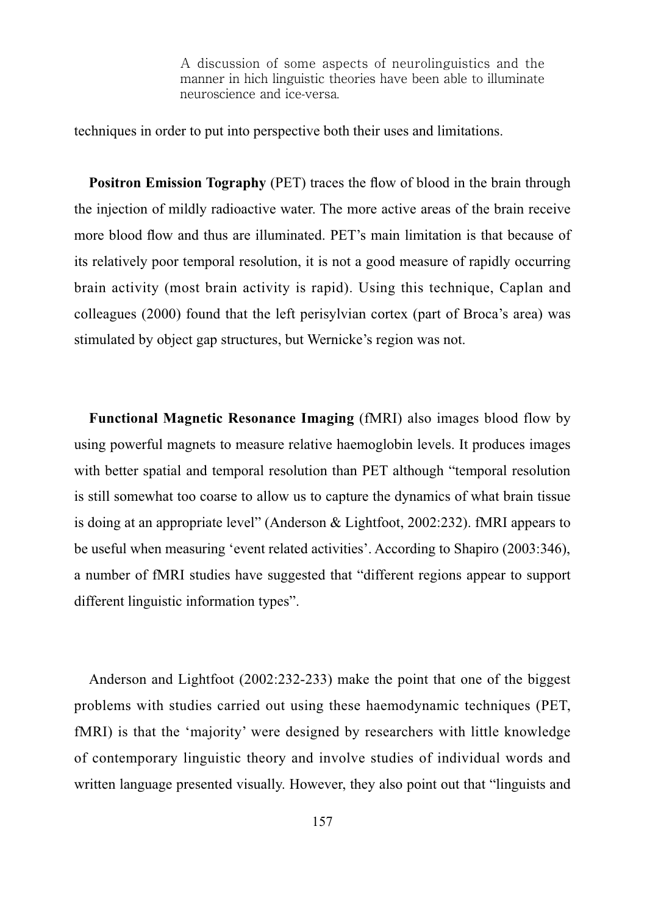techniques in order to put into perspective both their uses and limitations.

**Positron Emission Tography** (PET) traces the flow of blood in the brain through the injection of mildly radioactive water. The more active areas of the brain receive more blood flow and thus are illuminated. PET's main limitation is that because of its relatively poor temporal resolution, it is not a good measure of rapidly occurring brain activity (most brain activity is rapid). Using this technique, Caplan and colleagues (2000) found that the left perisylvian cortex (part of Broca's area) was stimulated by object gap structures, but Wernicke's region was not.

**Functional Magnetic Resonance Imaging** (fMRI) also images blood flow by using powerful magnets to measure relative haemoglobin levels. It produces images with better spatial and temporal resolution than PET although "temporal resolution is still somewhat too coarse to allow us to capture the dynamics of what brain tissue is doing at an appropriate level" (Anderson & Lightfoot, 2002:232). fMRI appears to be useful when measuring 'event related activities'. According to Shapiro (2003:346), a number of fMRI studies have suggested that "different regions appear to support different linguistic information types".

Anderson and Lightfoot (2002:232-233) make the point that one of the biggest problems with studies carried out using these haemodynamic techniques (PET, fMRI) is that the 'majority' were designed by researchers with little knowledge of contemporary linguistic theory and involve studies of individual words and written language presented visually. However, they also point out that "linguists and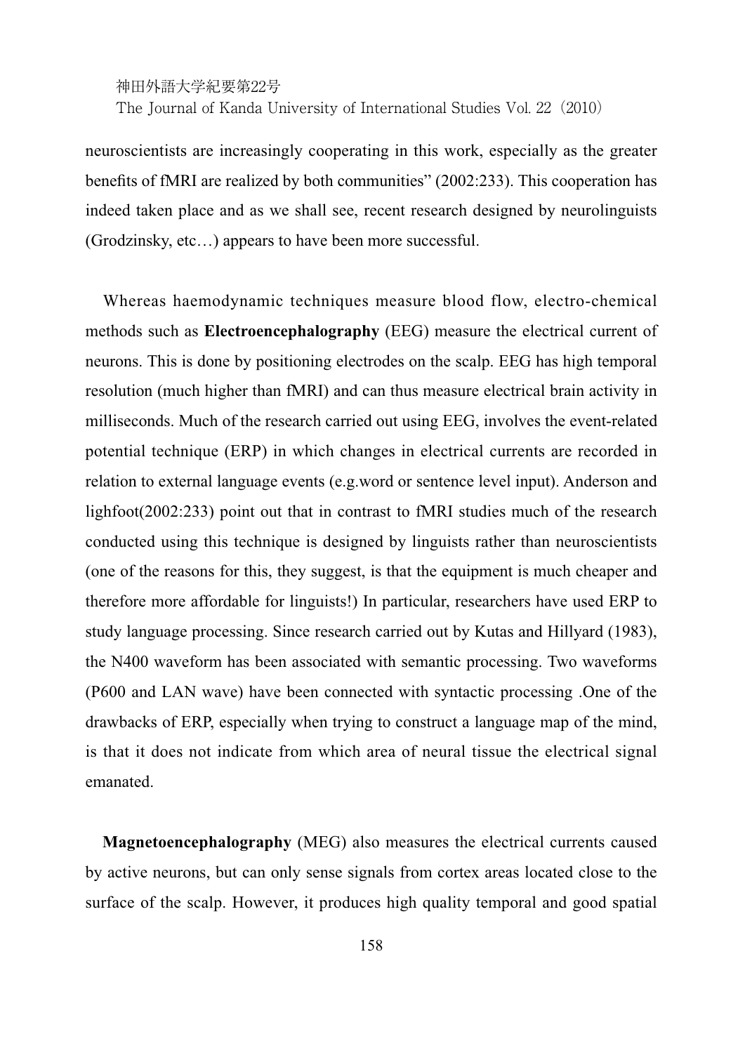neuroscientists are increasingly cooperating in this work, especially as the greater benefits of fMRI are realized by both communities" (2002:233). This cooperation has indeed taken place and as we shall see, recent research designed by neurolinguists (Grodzinsky, etc…) appears to have been more successful.

Whereas haemodynamic techniques measure blood flow, electro-chemical methods such as **Electroencephalography** (EEG) measure the electrical current of neurons. This is done by positioning electrodes on the scalp. EEG has high temporal resolution (much higher than fMRI) and can thus measure electrical brain activity in milliseconds. Much of the research carried out using EEG, involves the event-related potential technique (ERP) in which changes in electrical currents are recorded in relation to external language events (e.g.word or sentence level input). Anderson and lighfoot(2002:233) point out that in contrast to fMRI studies much of the research conducted using this technique is designed by linguists rather than neuroscientists (one of the reasons for this, they suggest, is that the equipment is much cheaper and therefore more affordable for linguists!) In particular, researchers have used ERP to study language processing. Since research carried out by Kutas and Hillyard (1983), the N400 waveform has been associated with semantic processing. Two waveforms (P600 and LAN wave) have been connected with syntactic processing .One of the drawbacks of ERP, especially when trying to construct a language map of the mind, is that it does not indicate from which area of neural tissue the electrical signal emanated.

**Magnetoencephalography** (MEG) also measures the electrical currents caused by active neurons, but can only sense signals from cortex areas located close to the surface of the scalp. However, it produces high quality temporal and good spatial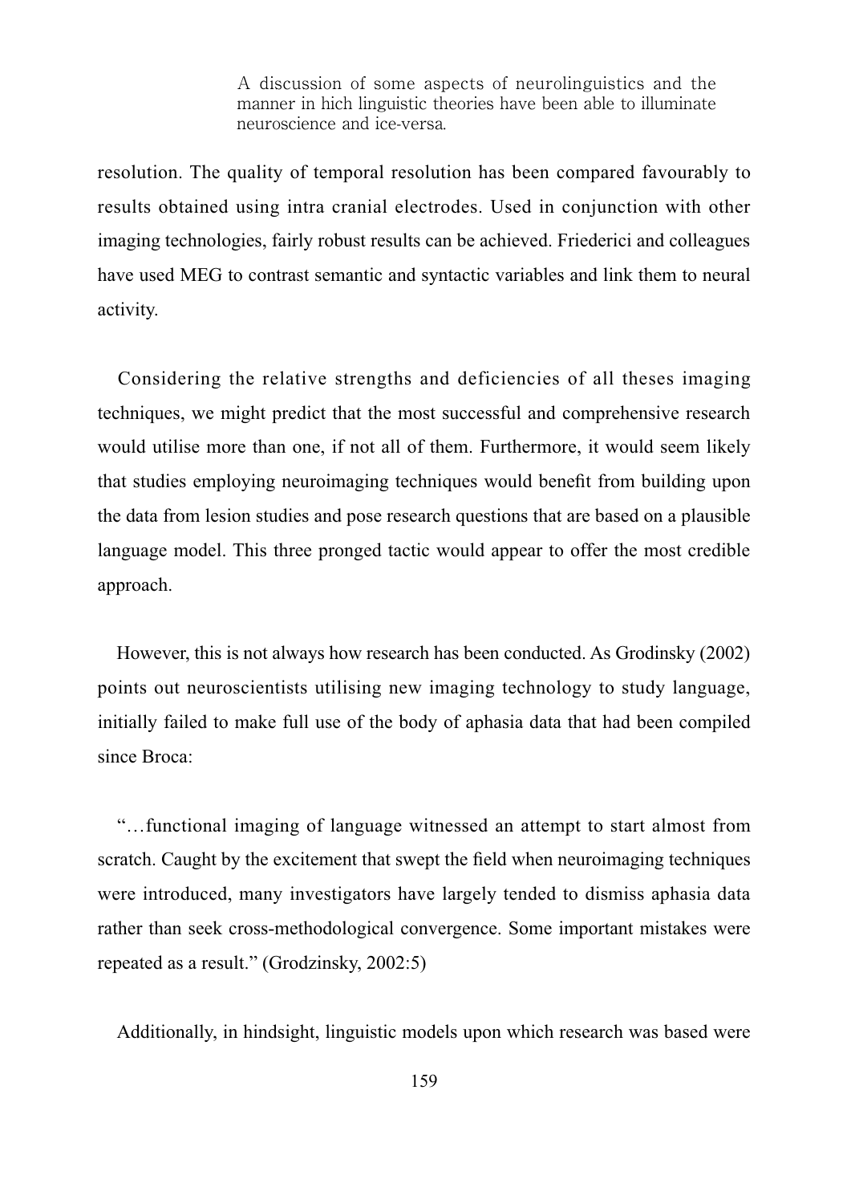resolution. The quality of temporal resolution has been compared favourably to results obtained using intra cranial electrodes. Used in conjunction with other imaging technologies, fairly robust results can be achieved. Friederici and colleagues have used MEG to contrast semantic and syntactic variables and link them to neural activity.

Considering the relative strengths and deficiencies of all theses imaging techniques, we might predict that the most successful and comprehensive research would utilise more than one, if not all of them. Furthermore, it would seem likely that studies employing neuroimaging techniques would benefit from building upon the data from lesion studies and pose research questions that are based on a plausible language model. This three pronged tactic would appear to offer the most credible approach.

However, this is not always how research has been conducted. As Grodinsky (2002) points out neuroscientists utilising new imaging technology to study language, initially failed to make full use of the body of aphasia data that had been compiled since Broca:

"…functional imaging of language witnessed an attempt to start almost from scratch. Caught by the excitement that swept the field when neuroimaging techniques were introduced, many investigators have largely tended to dismiss aphasia data rather than seek cross-methodological convergence. Some important mistakes were repeated as a result." (Grodzinsky, 2002:5)

Additionally, in hindsight, linguistic models upon which research was based were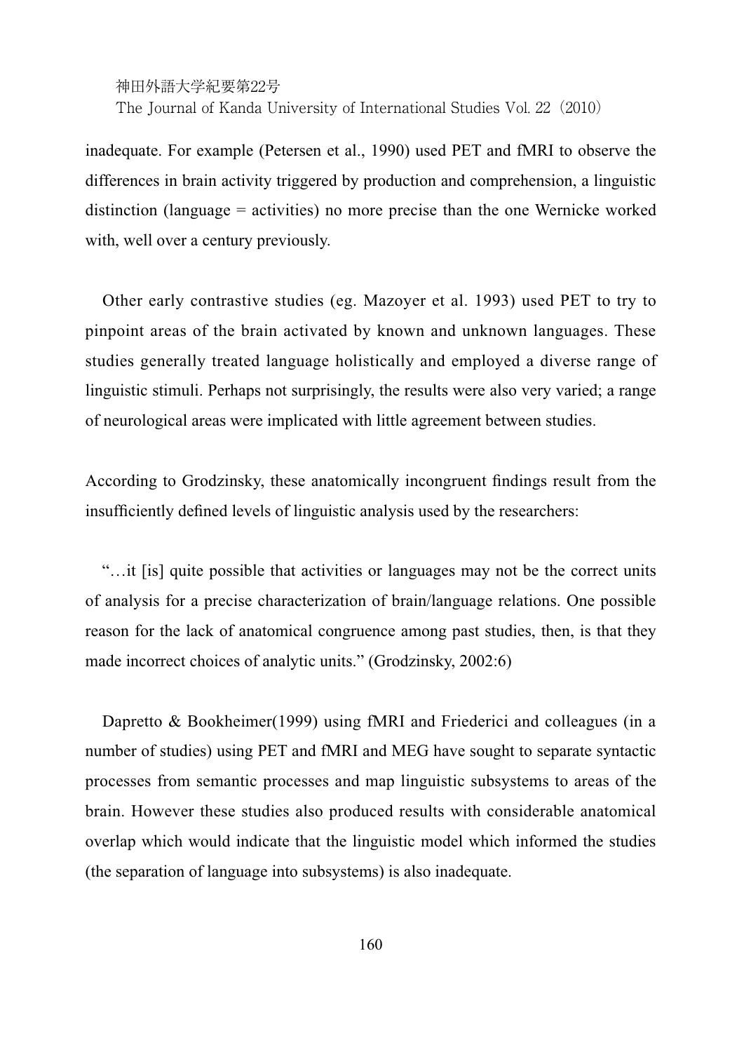inadequate. For example (Petersen et al., 1990) used PET and fMRI to observe the differences in brain activity triggered by production and comprehension, a linguistic distinction (language = activities) no more precise than the one Wernicke worked with, well over a century previously.

Other early contrastive studies (eg. Mazoyer et al. 1993) used PET to try to pinpoint areas of the brain activated by known and unknown languages. These studies generally treated language holistically and employed a diverse range of linguistic stimuli. Perhaps not surprisingly, the results were also very varied; a range of neurological areas were implicated with little agreement between studies.

According to Grodzinsky, these anatomically incongruent findings result from the insufficiently defined levels of linguistic analysis used by the researchers:

"…it [is] quite possible that activities or languages may not be the correct units of analysis for a precise characterization of brain/language relations. One possible reason for the lack of anatomical congruence among past studies, then, is that they made incorrect choices of analytic units." (Grodzinsky, 2002:6)

Dapretto & Bookheimer(1999) using fMRI and Friederici and colleagues (in a number of studies) using PET and fMRI and MEG have sought to separate syntactic processes from semantic processes and map linguistic subsystems to areas of the brain. However these studies also produced results with considerable anatomical overlap which would indicate that the linguistic model which informed the studies (the separation of language into subsystems) is also inadequate.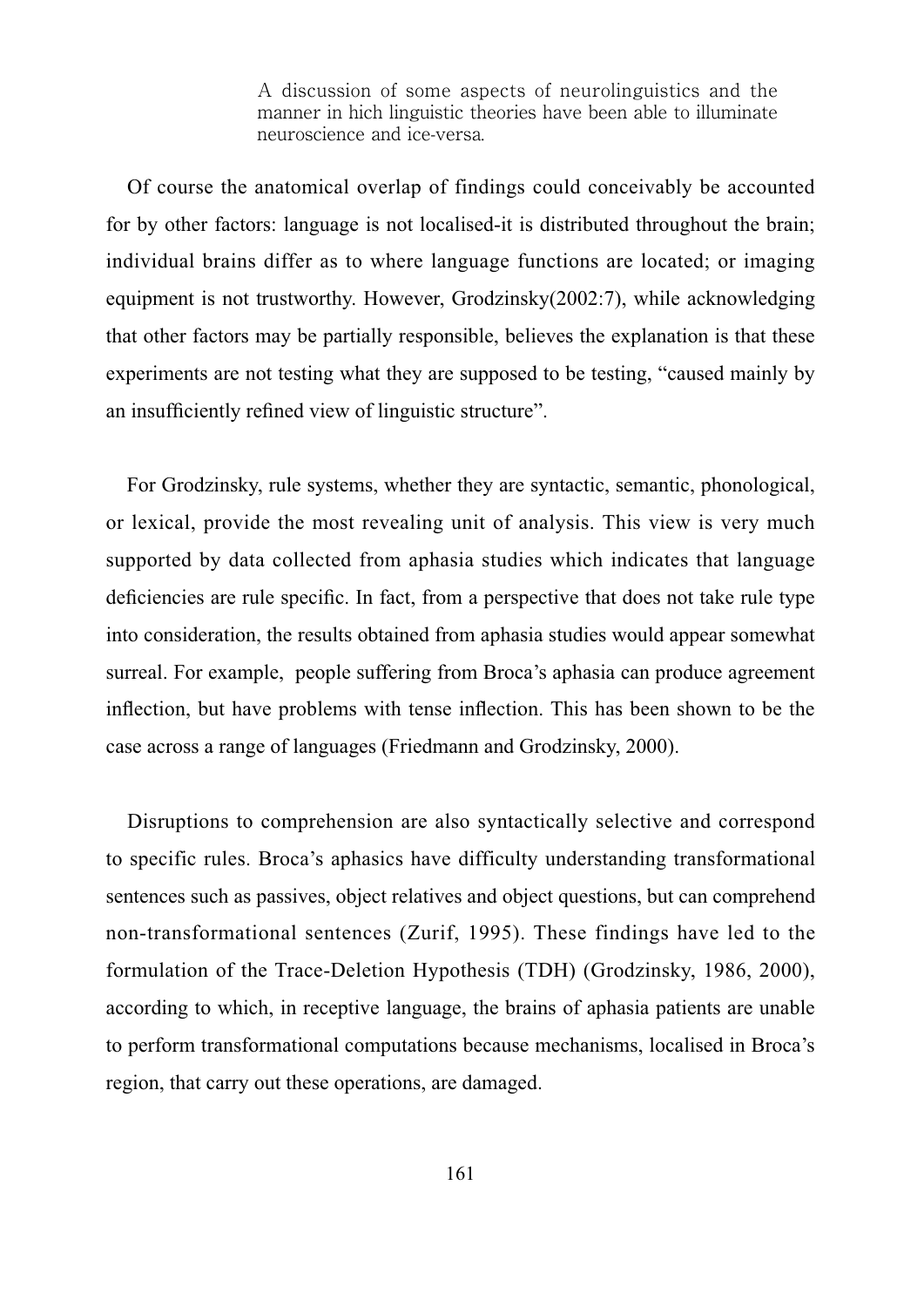Of course the anatomical overlap of findings could conceivably be accounted for by other factors: language is not localised-it is distributed throughout the brain; individual brains differ as to where language functions are located; or imaging equipment is not trustworthy. However, Grodzinsky(2002:7), while acknowledging that other factors may be partially responsible, believes the explanation is that these experiments are not testing what they are supposed to be testing, "caused mainly by an insufficiently refined view of linguistic structure".

For Grodzinsky, rule systems, whether they are syntactic, semantic, phonological, or lexical, provide the most revealing unit of analysis. This view is very much supported by data collected from aphasia studies which indicates that language deficiencies are rule specific. In fact, from a perspective that does not take rule type into consideration, the results obtained from aphasia studies would appear somewhat surreal. For example, people suffering from Broca's aphasia can produce agreement inflection, but have problems with tense inflection. This has been shown to be the case across a range of languages (Friedmann and Grodzinsky, 2000).

Disruptions to comprehension are also syntactically selective and correspond to specific rules. Broca's aphasics have difficulty understanding transformational sentences such as passives, object relatives and object questions, but can comprehend non-transformational sentences (Zurif, 1995). These findings have led to the formulation of the Trace-Deletion Hypothesis (TDH) (Grodzinsky, 1986, 2000), according to which, in receptive language, the brains of aphasia patients are unable to perform transformational computations because mechanisms, localised in Broca's region, that carry out these operations, are damaged.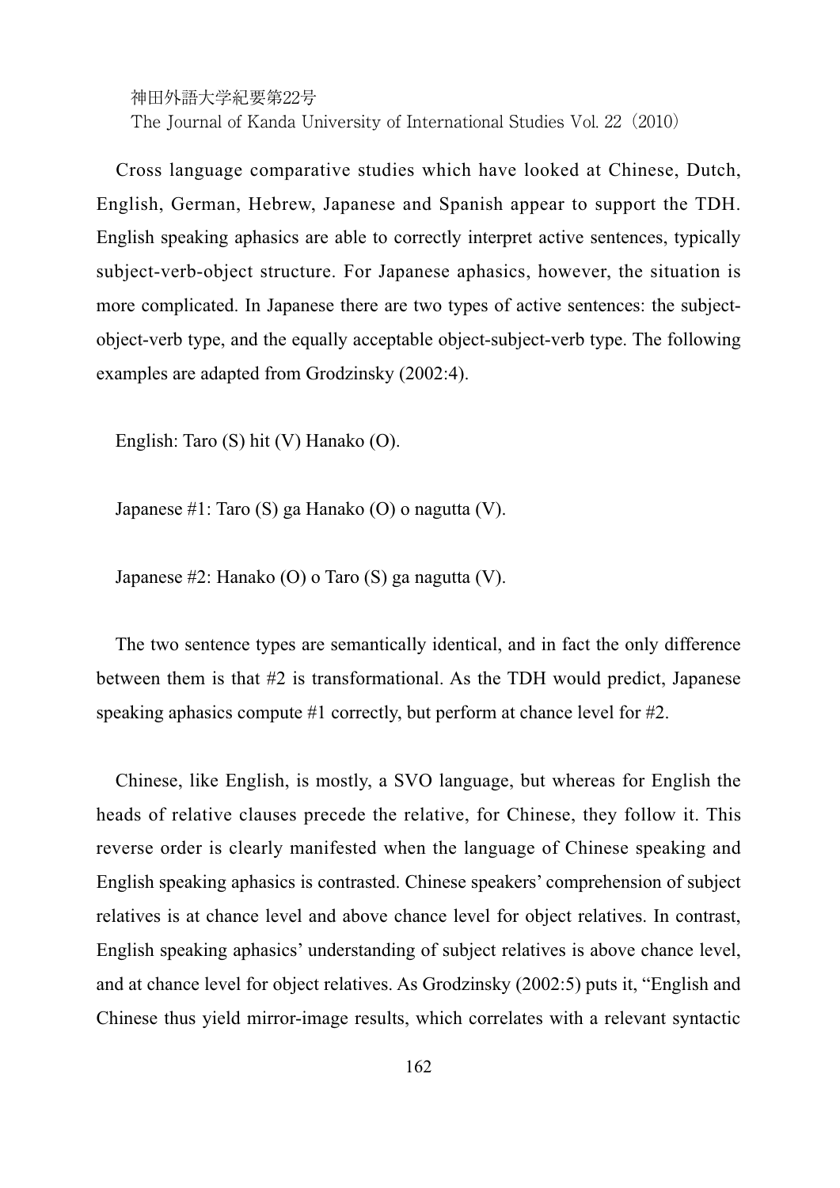Cross language comparative studies which have looked at Chinese, Dutch, English, German, Hebrew, Japanese and Spanish appear to support the TDH. English speaking aphasics are able to correctly interpret active sentences, typically subject-verb-object structure. For Japanese aphasics, however, the situation is more complicated. In Japanese there are two types of active sentences: the subject-object-verb type, and the equally acceptable object-subject-verb type. The following examples are adapted from Grodzinsky (2002:4).

English: Taro (S) hit (V) Hanako (O).

Japanese #1: Taro (S) ga Hanako (O) o nagutta (V).

Japanese #2: Hanako (O) o Taro (S) ga nagutta (V).

The two sentence types are semantically identical, and in fact the only difference between them is that #2 is transformational. As the TDH would predict, Japanese speaking aphasics compute #1 correctly, but perform at chance level for #2.

Chinese, like English, is mostly, a SVO language, but whereas for English the heads of relative clauses precede the relative, for Chinese, they follow it. This reverse order is clearly manifested when the language of Chinese speaking and English speaking aphasics is contrasted. Chinese speakers' comprehension of subject relatives is at chance level and above chance level for object relatives. In contrast, English speaking aphasics' understanding of subject relatives is above chance level, and at chance level for object relatives. As Grodzinsky (2002:5) puts it, "English and Chinese thus yield mirror-image results, which correlates with a relevant syntactic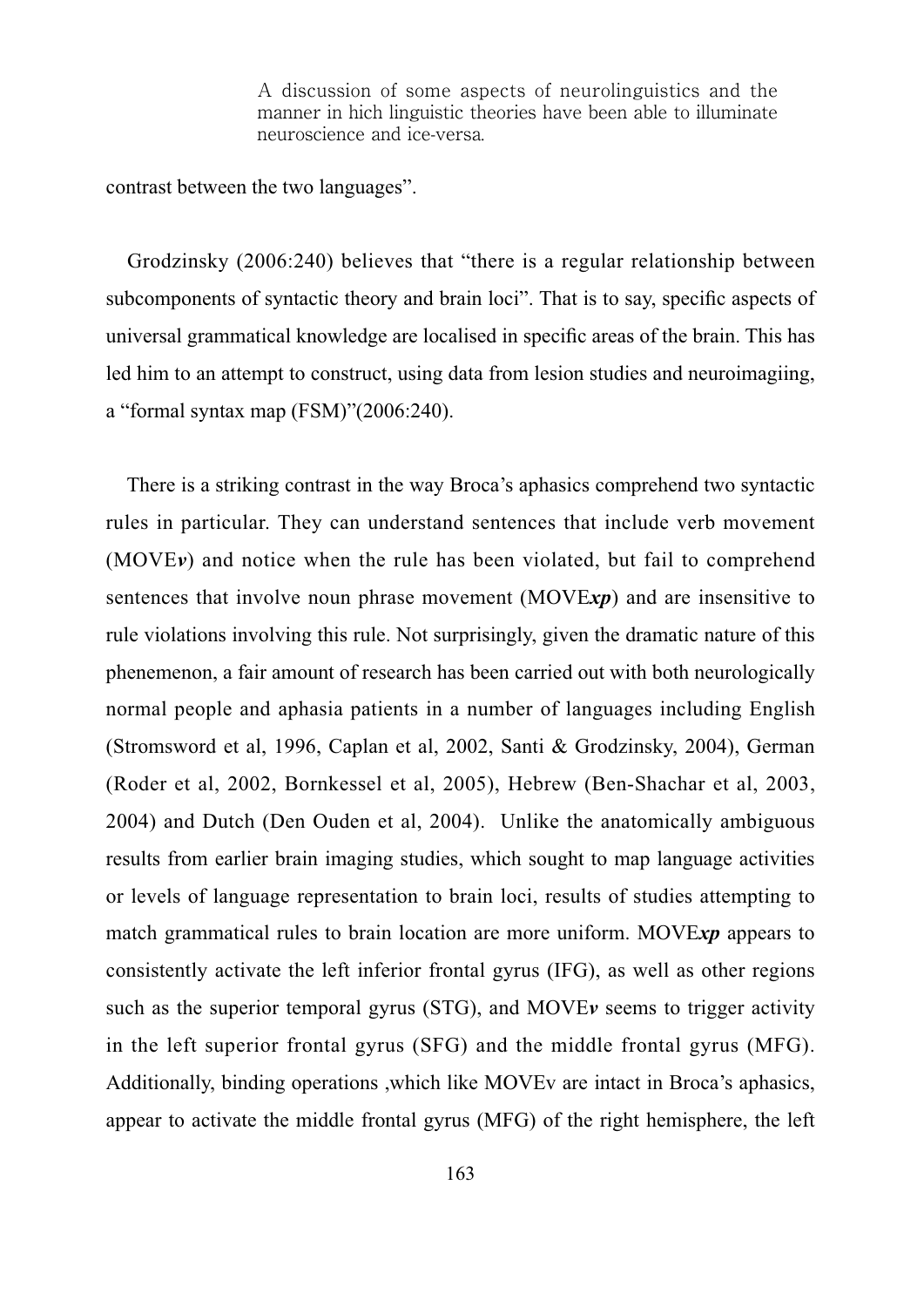contrast between the two languages".

Grodzinsky (2006:240) believes that "there is a regular relationship between subcomponents of syntactic theory and brain loci". That is to say, specific aspects of universal grammatical knowledge are localised in specific areas of the brain. This has led him to an attempt to construct, using data from lesion studies and neuroimagiing, a "formal syntax map (FSM)"(2006:240).

There is a striking contrast in the way Broca's aphasics comprehend two syntactic rules in particular. They can understand sentences that include verb movement (MOVE***v***) and notice when the rule has been violated, but fail to comprehend sentences that involve noun phrase movement (MOVE***xp***) and are insensitive to rule violations involving this rule. Not surprisingly, given the dramatic nature of this phenemenon, a fair amount of research has been carried out with both neurologically normal people and aphasia patients in a number of languages including English (Stromsword et al, 1996, Caplan et al, 2002, Santi & Grodzinsky, 2004), German (Roder et al, 2002, Bornkessel et al, 2005), Hebrew (Ben-Shachar et al, 2003, 2004) and Dutch (Den Ouden et al, 2004). Unlike the anatomically ambiguous results from earlier brain imaging studies, which sought to map language activities or levels of language representation to brain loci, results of studies attempting to match grammatical rules to brain location are more uniform. MOVE***xp*** appears to consistently activate the left inferior frontal gyrus (IFG), as well as other regions such as the superior temporal gyrus (STG), and MOVE***v*** seems to trigger activity in the left superior frontal gyrus (SFG) and the middle frontal gyrus (MFG). Additionally, binding operations ,which like MOVEv are intact in Broca's aphasics, appear to activate the middle frontal gyrus (MFG) of the right hemisphere, the left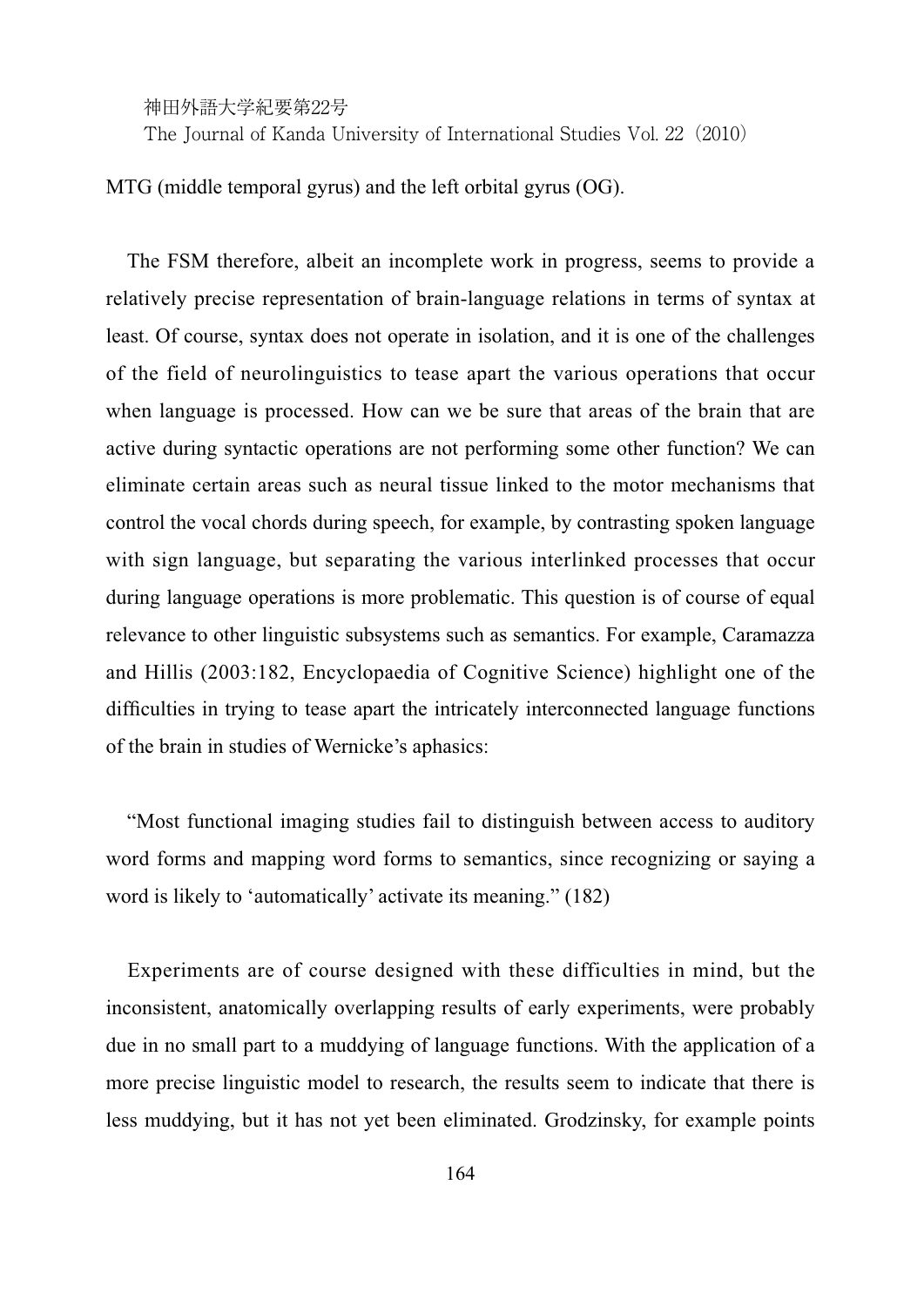MTG (middle temporal gyrus) and the left orbital gyrus (OG).

The FSM therefore, albeit an incomplete work in progress, seems to provide a relatively precise representation of brain-language relations in terms of syntax at least. Of course, syntax does not operate in isolation, and it is one of the challenges of the field of neurolinguistics to tease apart the various operations that occur when language is processed. How can we be sure that areas of the brain that are active during syntactic operations are not performing some other function? We can eliminate certain areas such as neural tissue linked to the motor mechanisms that control the vocal chords during speech, for example, by contrasting spoken language with sign language, but separating the various interlinked processes that occur during language operations is more problematic. This question is of course of equal relevance to other linguistic subsystems such as semantics. For example, Caramazza and Hillis (2003:182, Encyclopaedia of Cognitive Science) highlight one of the difficulties in trying to tease apart the intricately interconnected language functions of the brain in studies of Wernicke's aphasics:

"Most functional imaging studies fail to distinguish between access to auditory word forms and mapping word forms to semantics, since recognizing or saying a word is likely to 'automatically' activate its meaning." (182)

Experiments are of course designed with these difficulties in mind, but the inconsistent, anatomically overlapping results of early experiments, were probably due in no small part to a muddying of language functions. With the application of a more precise linguistic model to research, the results seem to indicate that there is less muddying, but it has not yet been eliminated. Grodzinsky, for example points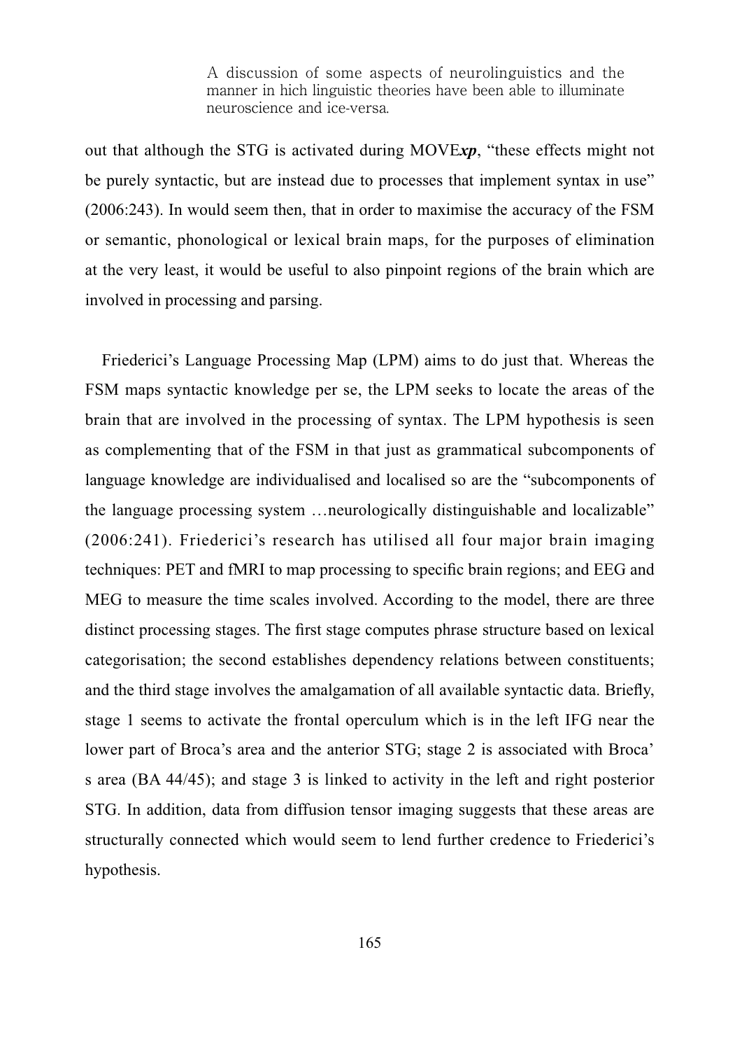out that although the STG is activated during MOVE***xp***, "these effects might not be purely syntactic, but are instead due to processes that implement syntax in use" (2006:243). In would seem then, that in order to maximise the accuracy of the FSM or semantic, phonological or lexical brain maps, for the purposes of elimination at the very least, it would be useful to also pinpoint regions of the brain which are involved in processing and parsing.

Friederici's Language Processing Map (LPM) aims to do just that. Whereas the FSM maps syntactic knowledge per se, the LPM seeks to locate the areas of the brain that are involved in the processing of syntax. The LPM hypothesis is seen as complementing that of the FSM in that just as grammatical subcomponents of language knowledge are individualised and localised so are the "subcomponents of the language processing system …neurologically distinguishable and localizable" (2006:241). Friederici's research has utilised all four major brain imaging techniques: PET and fMRI to map processing to specific brain regions; and EEG and MEG to measure the time scales involved. According to the model, there are three distinct processing stages. The first stage computes phrase structure based on lexical categorisation; the second establishes dependency relations between constituents; and the third stage involves the amalgamation of all available syntactic data. Briefly, stage 1 seems to activate the frontal operculum which is in the left IFG near the lower part of Broca's area and the anterior STG; stage 2 is associated with Broca' s area (BA 44/45); and stage 3 is linked to activity in the left and right posterior STG. In addition, data from diffusion tensor imaging suggests that these areas are structurally connected which would seem to lend further credence to Friederici's hypothesis.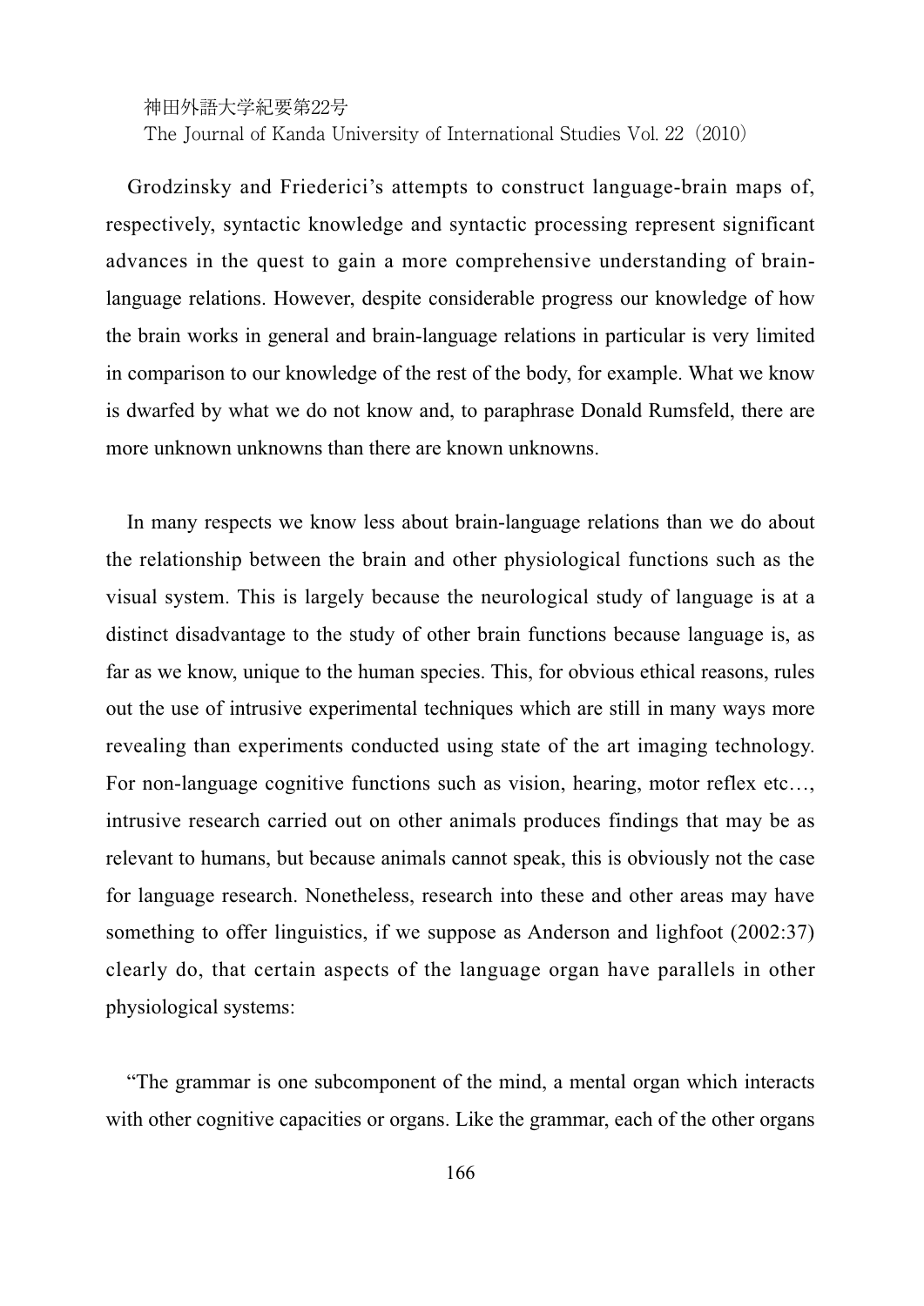Grodzinsky and Friederici's attempts to construct language-brain maps of, respectively, syntactic knowledge and syntactic processing represent significant advances in the quest to gain a more comprehensive understanding of brain-language relations. However, despite considerable progress our knowledge of how the brain works in general and brain-language relations in particular is very limited in comparison to our knowledge of the rest of the body, for example. What we know is dwarfed by what we do not know and, to paraphrase Donald Rumsfeld, there are more unknown unknowns than there are known unknowns.

In many respects we know less about brain-language relations than we do about the relationship between the brain and other physiological functions such as the visual system. This is largely because the neurological study of language is at a distinct disadvantage to the study of other brain functions because language is, as far as we know, unique to the human species. This, for obvious ethical reasons, rules out the use of intrusive experimental techniques which are still in many ways more revealing than experiments conducted using state of the art imaging technology. For non-language cognitive functions such as vision, hearing, motor reflex etc…, intrusive research carried out on other animals produces findings that may be as relevant to humans, but because animals cannot speak, this is obviously not the case for language research. Nonetheless, research into these and other areas may have something to offer linguistics, if we suppose as Anderson and lighfoot (2002:37) clearly do, that certain aspects of the language organ have parallels in other physiological systems:

"The grammar is one subcomponent of the mind, a mental organ which interacts with other cognitive capacities or organs. Like the grammar, each of the other organs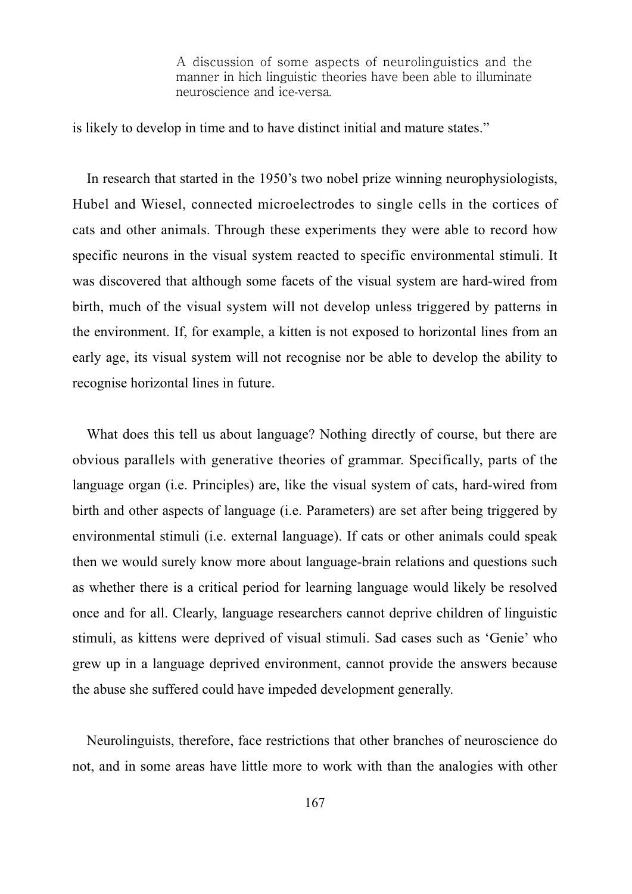is likely to develop in time and to have distinct initial and mature states."

In research that started in the 1950's two nobel prize winning neurophysiologists, Hubel and Wiesel, connected microelectrodes to single cells in the cortices of cats and other animals. Through these experiments they were able to record how specific neurons in the visual system reacted to specific environmental stimuli. It was discovered that although some facets of the visual system are hard-wired from birth, much of the visual system will not develop unless triggered by patterns in the environment. If, for example, a kitten is not exposed to horizontal lines from an early age, its visual system will not recognise nor be able to develop the ability to recognise horizontal lines in future.

What does this tell us about language? Nothing directly of course, but there are obvious parallels with generative theories of grammar. Specifically, parts of the language organ (i.e. Principles) are, like the visual system of cats, hard-wired from birth and other aspects of language (i.e. Parameters) are set after being triggered by environmental stimuli (i.e. external language). If cats or other animals could speak then we would surely know more about language-brain relations and questions such as whether there is a critical period for learning language would likely be resolved once and for all. Clearly, language researchers cannot deprive children of linguistic stimuli, as kittens were deprived of visual stimuli. Sad cases such as 'Genie' who grew up in a language deprived environment, cannot provide the answers because the abuse she suffered could have impeded development generally.

Neurolinguists, therefore, face restrictions that other branches of neuroscience do not, and in some areas have little more to work with than the analogies with other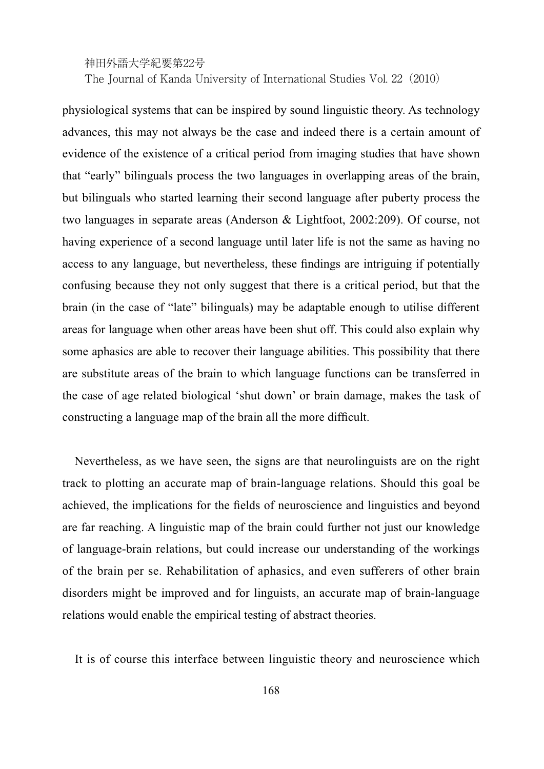physiological systems that can be inspired by sound linguistic theory. As technology advances, this may not always be the case and indeed there is a certain amount of evidence of the existence of a critical period from imaging studies that have shown that "early" bilinguals process the two languages in overlapping areas of the brain, but bilinguals who started learning their second language after puberty process the two languages in separate areas (Anderson & Lightfoot, 2002:209). Of course, not having experience of a second language until later life is not the same as having no access to any language, but nevertheless, these findings are intriguing if potentially confusing because they not only suggest that there is a critical period, but that the brain (in the case of "late" bilinguals) may be adaptable enough to utilise different areas for language when other areas have been shut off. This could also explain why some aphasics are able to recover their language abilities. This possibility that there are substitute areas of the brain to which language functions can be transferred in the case of age related biological 'shut down' or brain damage, makes the task of constructing a language map of the brain all the more difficult.

Nevertheless, as we have seen, the signs are that neurolinguists are on the right track to plotting an accurate map of brain-language relations. Should this goal be achieved, the implications for the fields of neuroscience and linguistics and beyond are far reaching. A linguistic map of the brain could further not just our knowledge of language-brain relations, but could increase our understanding of the workings of the brain per se. Rehabilitation of aphasics, and even sufferers of other brain disorders might be improved and for linguists, an accurate map of brain-language relations would enable the empirical testing of abstract theories.

It is of course this interface between linguistic theory and neuroscience which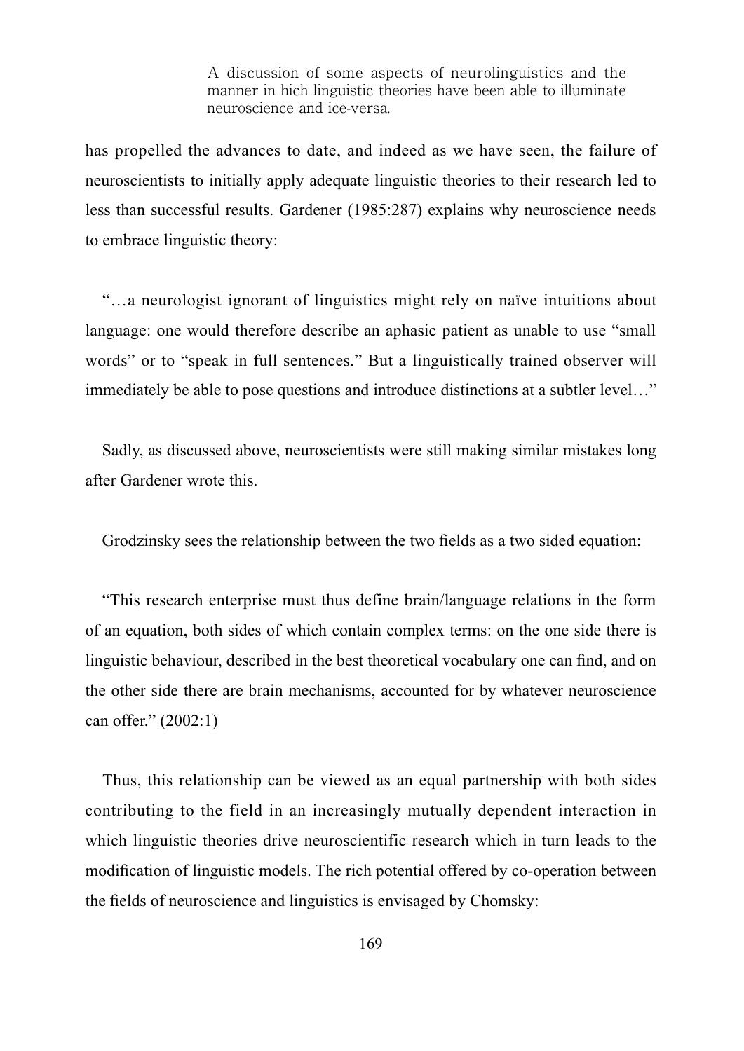has propelled the advances to date, and indeed as we have seen, the failure of neuroscientists to initially apply adequate linguistic theories to their research led to less than successful results. Gardener (1985:287) explains why neuroscience needs to embrace linguistic theory:

"…a neurologist ignorant of linguistics might rely on naïve intuitions about language: one would therefore describe an aphasic patient as unable to use "small words" or to "speak in full sentences." But a linguistically trained observer will immediately be able to pose questions and introduce distinctions at a subtler level…"

Sadly, as discussed above, neuroscientists were still making similar mistakes long after Gardener wrote this.

Grodzinsky sees the relationship between the two fields as a two sided equation:

"This research enterprise must thus define brain/language relations in the form of an equation, both sides of which contain complex terms: on the one side there is linguistic behaviour, described in the best theoretical vocabulary one can find, and on the other side there are brain mechanisms, accounted for by whatever neuroscience can offer." (2002:1)

Thus, this relationship can be viewed as an equal partnership with both sides contributing to the field in an increasingly mutually dependent interaction in which linguistic theories drive neuroscientific research which in turn leads to the modification of linguistic models. The rich potential offered by co-operation between the fields of neuroscience and linguistics is envisaged by Chomsky: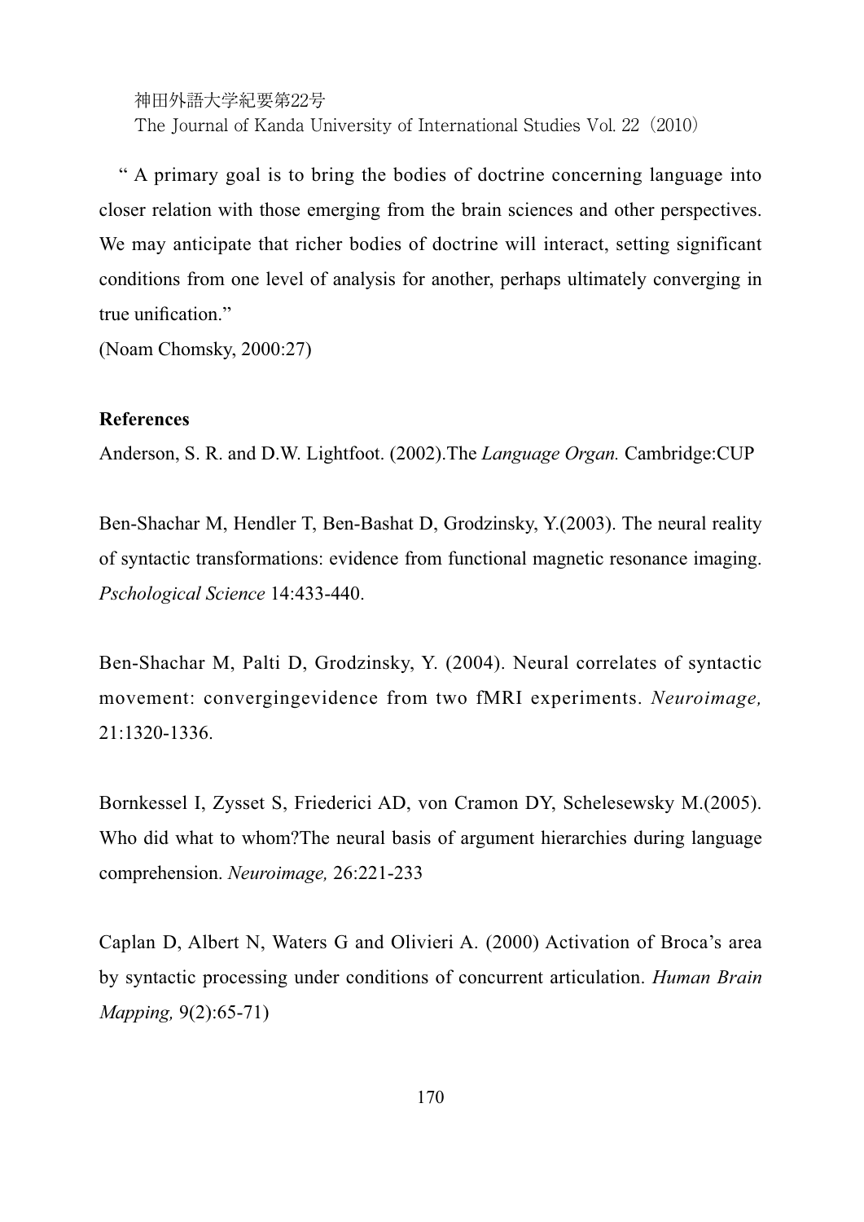" A primary goal is to bring the bodies of doctrine concerning language into closer relation with those emerging from the brain sciences and other perspectives. We may anticipate that richer bodies of doctrine will interact, setting significant conditions from one level of analysis for another, perhaps ultimately converging in true unification."

(Noam Chomsky, 2000:27)

**References**

Anderson, S. R. and D.W. Lightfoot. (2002).The *Language Organ.* Cambridge:CUP

Ben-Shachar M, Hendler T, Ben-Bashat D, Grodzinsky, Y.(2003). The neural reality of syntactic transformations: evidence from functional magnetic resonance imaging. *Pschological Science* 14:433-440.

Ben-Shachar M, Palti D, Grodzinsky, Y. (2004). Neural correlates of syntactic movement: convergingevidence from two fMRI experiments. *Neuroimage,* 21:1320-1336.

Bornkessel I, Zysset S, Friederici AD, von Cramon DY, Schelesewsky M.(2005). Who did what to whom?The neural basis of argument hierarchies during language comprehension. *Neuroimage,* 26:221-233

Caplan D, Albert N, Waters G and Olivieri A. (2000) Activation of Broca's area by syntactic processing under conditions of concurrent articulation. *Human Brain Mapping,* 9(2):65-71)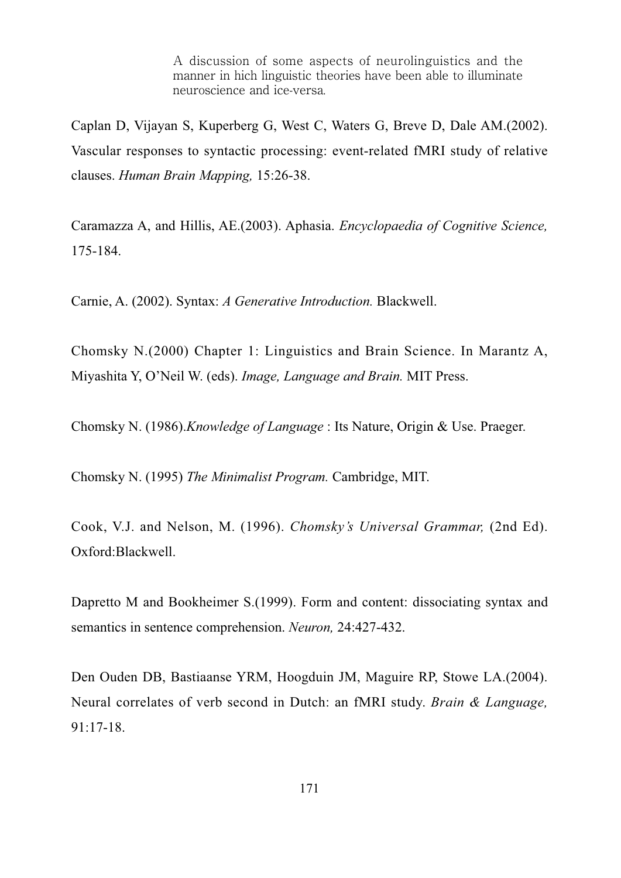A discussion of some aspects of neurolinguistics and the manner in hich linguistic theories have been able to illuminate neuroscience and ice-versa.

Caplan D, Vijayan S, Kuperberg G, West C, Waters G, Breve D, Dale AM.(2002). Vascular responses to syntactic processing: event-related fMRI study of relative clauses. *Human Brain Mapping,* 15:26-38.

Caramazza A, and Hillis, AE.(2003). Aphasia. *Encyclopaedia of Cognitive Science,* 175-184.

Carnie, A. (2002). Syntax: *A Generative Introduction.* Blackwell.

Chomsky N.(2000) Chapter 1: Linguistics and Brain Science. In Marantz A, Miyashita Y, O'Neil W. (eds). *Image, Language and Brain.* MIT Press.

Chomsky N. (1986).*Knowledge of Language* : Its Nature, Origin & Use. Praeger.

Chomsky N. (1995) *The Minimalist Program.* Cambridge, MIT.

Cook, V.J. and Nelson, M. (1996). *Chomsky's Universal Grammar,* (2nd Ed). Oxford:Blackwell.

Dapretto M and Bookheimer S.(1999). Form and content: dissociating syntax and semantics in sentence comprehension. *Neuron,* 24:427-432.

Den Ouden DB, Bastiaanse YRM, Hoogduin JM, Maguire RP, Stowe LA.(2004). Neural correlates of verb second in Dutch: an fMRI study. *Brain & Language,* 91:17-18.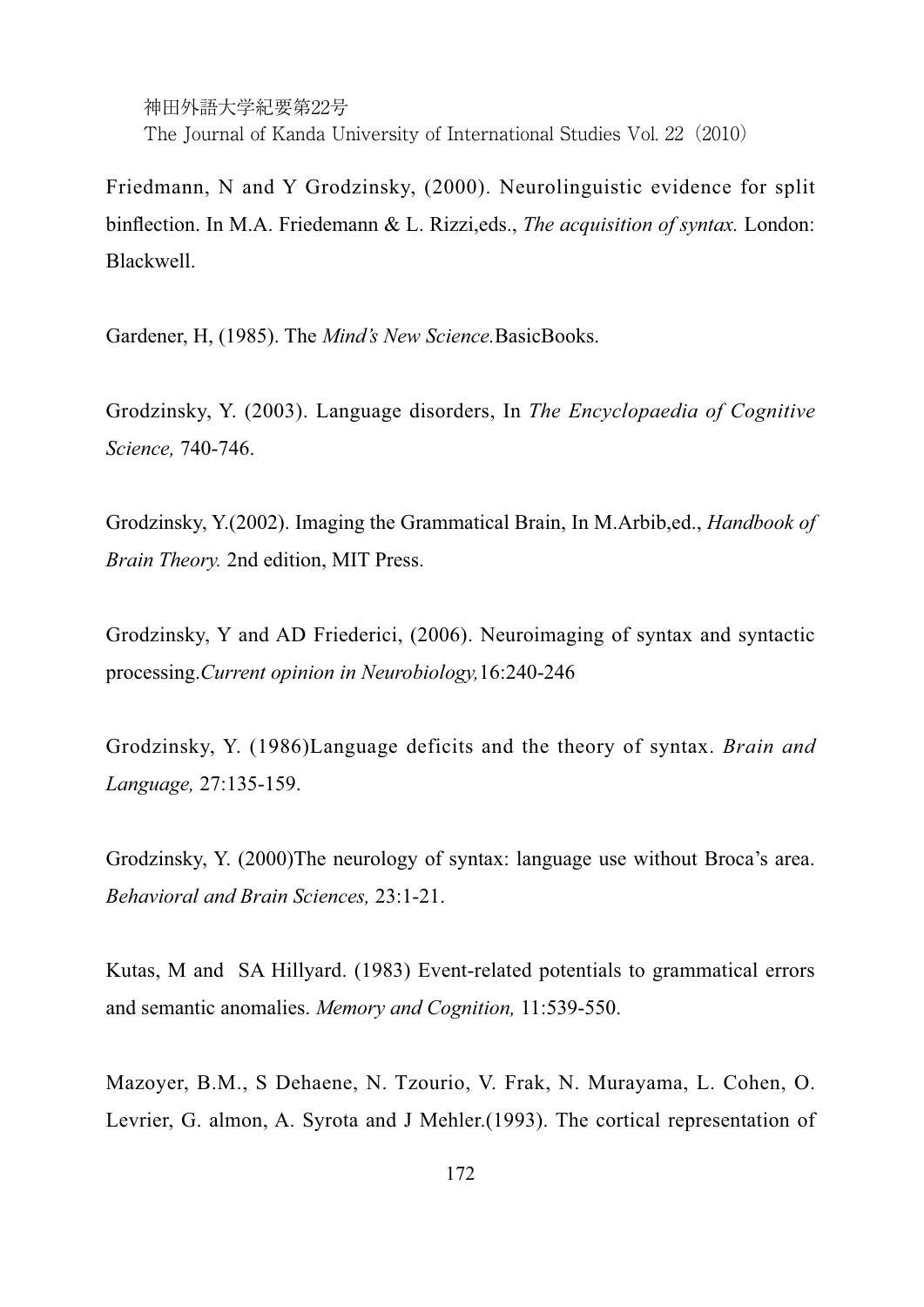Friedmann, N and Y Grodzinsky, (2000). Neurolinguistic evidence for split binflection. In M.A. Friedemann & L. Rizzi,eds., *The acquisition of syntax.* London: Blackwell.

Gardener, H, (1985). The *Mind's New Science.*BasicBooks.

Grodzinsky, Y. (2003). Language disorders, In *The Encyclopaedia of Cognitive Science,* 740-746.

Grodzinsky, Y.(2002). Imaging the Grammatical Brain, In M.Arbib,ed., *Handbook of Brain Theory.* 2nd edition, MIT Press.

Grodzinsky, Y and AD Friederici, (2006). Neuroimaging of syntax and syntactic processing.*Current opinion in Neurobiology,*16:240-246

Grodzinsky, Y. (1986)Language deficits and the theory of syntax. *Brain and Language,* 27:135-159.

Grodzinsky, Y. (2000)The neurology of syntax: language use without Broca's area. *Behavioral and Brain Sciences,* 23:1-21.

Kutas, M and SA Hillyard. (1983) Event-related potentials to grammatical errors and semantic anomalies. *Memory and Cognition,* 11:539-550.

Mazoyer, B.M., S Dehaene, N. Tzourio, V. Frak, N. Murayama, L. Cohen, O. Levrier, G. almon, A. Syrota and J Mehler.(1993). The cortical representation of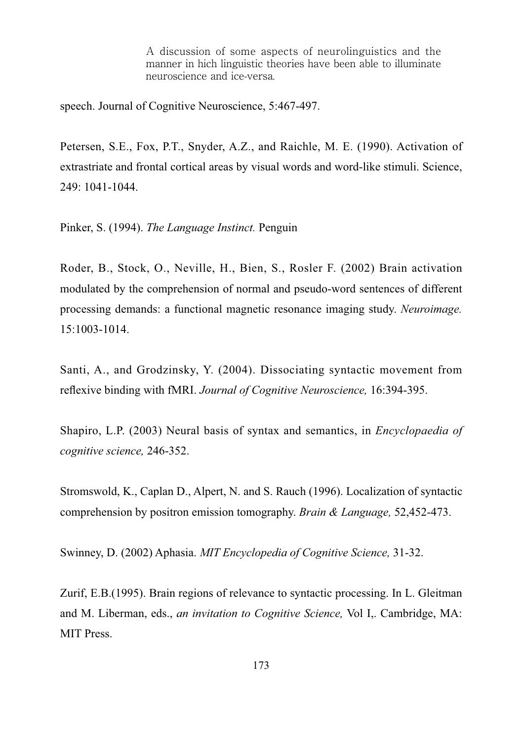speech. Journal of Cognitive Neuroscience, 5:467-497.

Petersen, S.E., Fox, P.T., Snyder, A.Z., and Raichle, M. E. (1990). Activation of extrastriate and frontal cortical areas by visual words and word-like stimuli. Science, 249: 1041-1044.

Pinker, S. (1994). *The Language Instinct.* Penguin

Roder, B., Stock, O., Neville, H., Bien, S., Rosler F. (2002) Brain activation modulated by the comprehension of normal and pseudo-word sentences of different processing demands: a functional magnetic resonance imaging study. *Neuroimage.* 15:1003-1014.

Santi, A., and Grodzinsky, Y. (2004). Dissociating syntactic movement from reflexive binding with fMRI. *Journal of Cognitive Neuroscience,* 16:394-395.

Shapiro, L.P. (2003) Neural basis of syntax and semantics, in *Encyclopaedia of cognitive science,* 246-352.

Stromswold, K., Caplan D., Alpert, N. and S. Rauch (1996). Localization of syntactic comprehension by positron emission tomography. *Brain & Language,* 52,452-473.

Swinney, D. (2002) Aphasia. *MIT Encyclopedia of Cognitive Science,* 31-32.

Zurif, E.B.(1995). Brain regions of relevance to syntactic processing. In L. Gleitman and M. Liberman, eds., *an invitation to Cognitive Science,* Vol I,. Cambridge, MA: MIT Press.